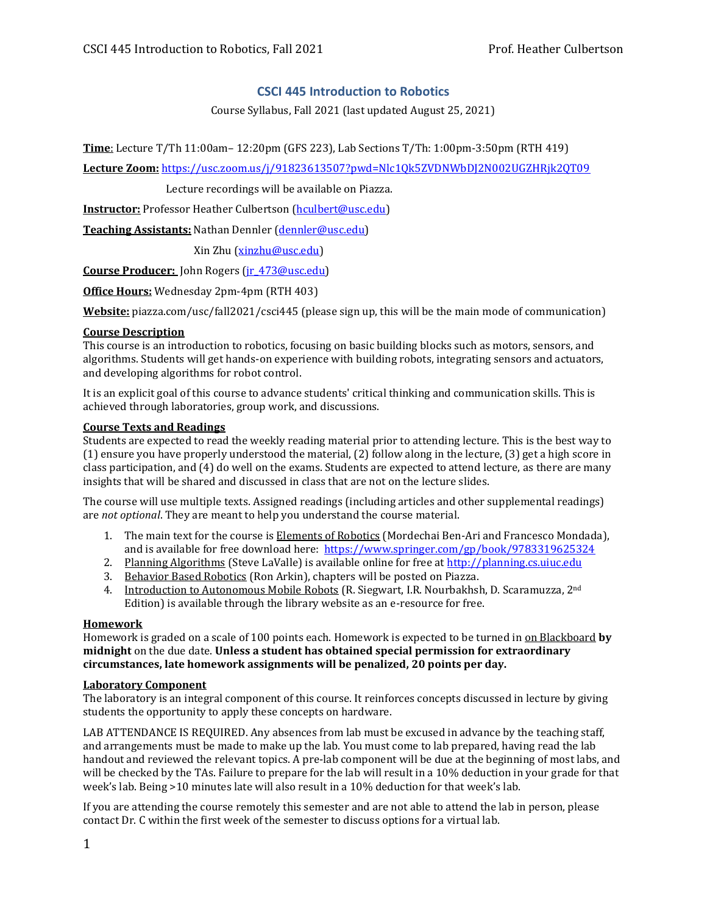# CSCI 445 Introduction to Robotics

Course Syllabus, Fall 2021 (last updated August 25, 2021)

**Time**: Lecture T/Th 11:00am– 12:20pm (GFS 223), Lab Sections T/Th: 1:00pm-3:50pm (RTH 419)

**Lecture Zoom:** https://usc.zoom.us/j/91823613507?pwd=Nlc1Qk5ZVDNWbDJ2N002UGZHRjk2QT09

Lecture recordings will be available on Piazza.

**Instructor:** Professor Heather Culbertson (hculbert@usc.edu)

**Teaching Assistants:** Nathan Dennler (dennler@usc.edu)

Xin Zhu (xinzhu@usc.edu)

**Course Producer:** John Rogers (jr_473@usc.edu)

**Office Hours:** Wednesday 2pm-4pm (RTH 403)

**Website:** piazza.com/usc/fall2021/csci445 (please sign up, this will be the main mode of communication)

## Course Description

This course is an introduction to robotics, focusing on basic building blocks such as motors, sensors, and algorithms. Students will get hands-on experience with building robots, integrating sensors and actuators, and developing algorithms for robot control.

It is an explicit goal of this course to advance students' critical thinking and communication skills. This is achieved through laboratories, group work, and discussions.

## Course Texts and Readings

Students are expected to read the weekly reading material prior to attending lecture. This is the best way to (1) ensure you have properly understood the material, (2) follow along in the lecture, (3) get a high score in class participation, and (4) do well on the exams. Students are expected to attend lecture, as there are many insights that will be shared and discussed in class that are not on the lecture slides.

The course will use multiple texts. Assigned readings (including articles and other supplemental readings) are *not optional*. They are meant to help you understand the course material.

1. The main text for the course is Elements of Robotics (Mordechai Ben-Ari and Francesco Mondada), and is available for free download here: https://www.springer.com/gp/book/9783319625324
2. Planning Algorithms (Steve LaValle) is available online for free at http://planning.cs.uiuc.edu
3. Behavior Based Robotics (Ron Arkin), chapters will be posted on Piazza.
4. Introduction to Autonomous Mobile Robots (R. Siegwart, I.R. Nourbakhsh, D. Scaramuzza, 2nd Edition) is available through the library website as an e-resource for free.

## Homework

Homework is graded on a scale of 100 points each. Homework is expected to be turned in on Blackboard **by midnight** on the due date. **Unless a student has obtained special permission for extraordinary circumstances, late homework assignments will be penalized, 20 points per day.**

## Laboratory Component

The laboratory is an integral component of this course. It reinforces concepts discussed in lecture by giving students the opportunity to apply these concepts on hardware.

LAB ATTENDANCE IS REQUIRED. Any absences from lab must be excused in advance by the teaching staff, and arrangements must be made to make up the lab. You must come to lab prepared, having read the lab handout and reviewed the relevant topics. A pre-lab component will be due at the beginning of most labs, and will be checked by the TAs. Failure to prepare for the lab will result in a 10% deduction in your grade for that week's lab. Being >10 minutes late will also result in a 10% deduction for that week's lab.

If you are attending the course remotely this semester and are not able to attend the lab in person, please contact Dr. C within the first week of the semester to discuss options for a virtual lab.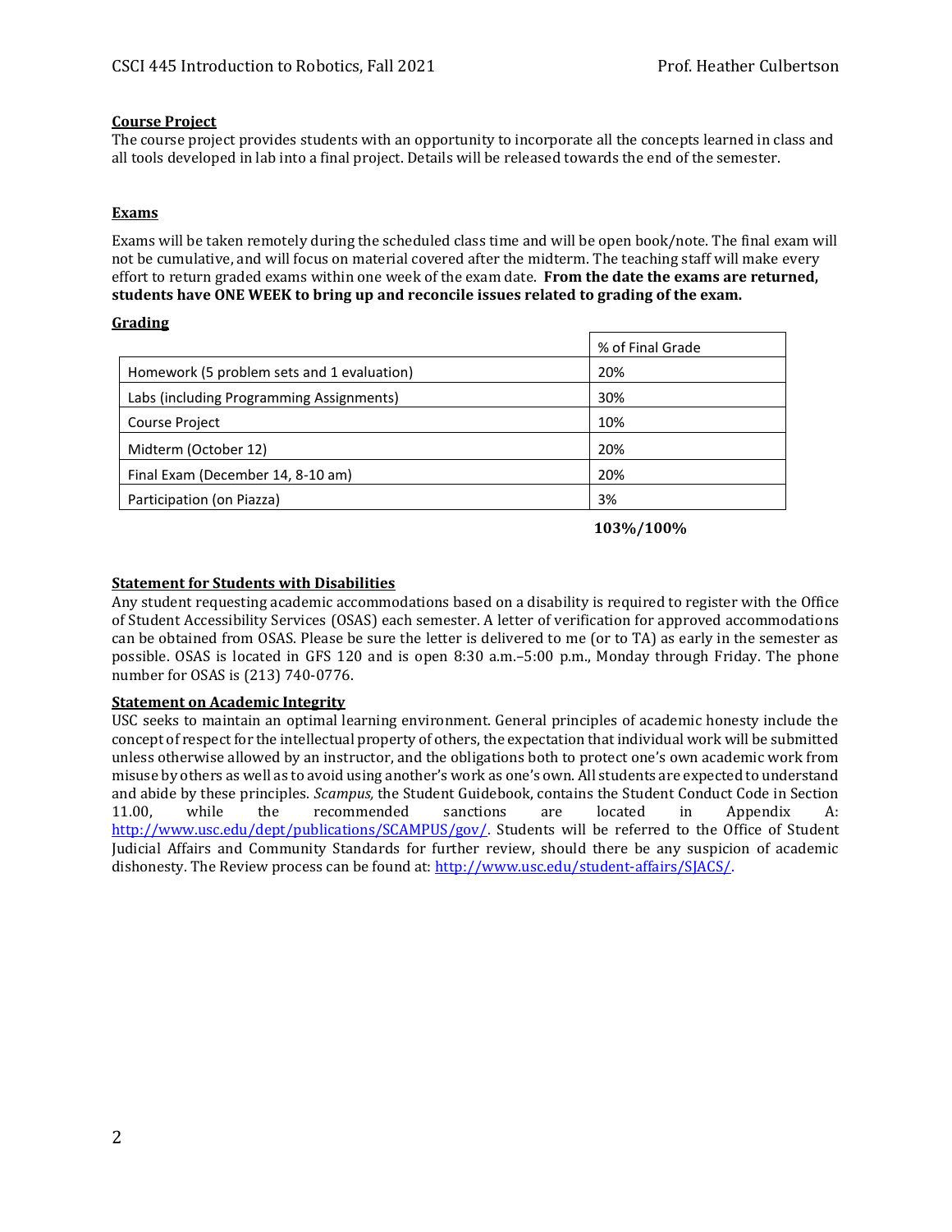## Course Project

The course project provides students with an opportunity to incorporate all the concepts learned in class and all tools developed in lab into a final project. Details will be released towards the end of the semester.

## Exams

Exams will be taken remotely during the scheduled class time and will be open book/note. The final exam will not be cumulative, and will focus on material covered after the midterm. The teaching staff will make every effort to return graded exams within one week of the exam date. **From the date the exams are returned, students have ONE WEEK to bring up and reconcile issues related to grading of the exam.**

## Grading

| | % of Final Grade |
|---|---|
| Homework (5 problem sets and 1 evaluation) | 20% |
| Labs (including Programming Assignments) | 30% |
| Course Project | 10% |
| Midterm (October 12) | 20% |
| Final Exam (December 14, 8-10 am) | 20% |
| Participation (on Piazza) | 3% |
| | **103%/100%** |

## Statement for Students with Disabilities

Any student requesting academic accommodations based on a disability is required to register with the Office of Student Accessibility Services (OSAS) each semester. A letter of verification for approved accommodations can be obtained from OSAS. Please be sure the letter is delivered to me (or to TA) as early in the semester as possible. OSAS is located in GFS 120 and is open 8:30 a.m.–5:00 p.m., Monday through Friday. The phone number for OSAS is (213) 740-0776.

## Statement on Academic Integrity

USC seeks to maintain an optimal learning environment. General principles of academic honesty include the concept of respect for the intellectual property of others, the expectation that individual work will be submitted unless otherwise allowed by an instructor, and the obligations both to protect one's own academic work from misuse by others as well as to avoid using another's work as one's own. All students are expected to understand and abide by these principles. *Scampus,* the Student Guidebook, contains the Student Conduct Code in Section 11.00, while the recommended sanctions are located in Appendix A: http://www.usc.edu/dept/publications/SCAMPUS/gov/. Students will be referred to the Office of Student Judicial Affairs and Community Standards for further review, should there be any suspicion of academic dishonesty. The Review process can be found at: http://www.usc.edu/student-affairs/SJACS/.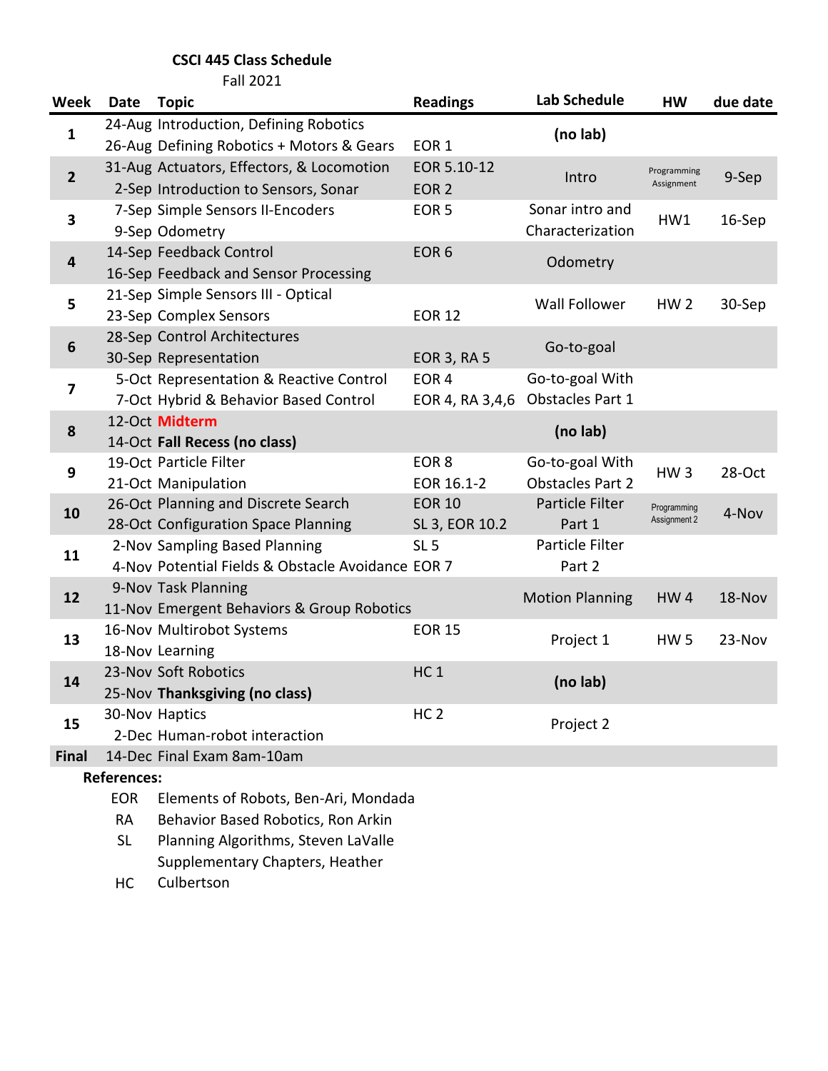**CSCI 445 Class Schedule**

Fall 2021

| Week | Date | Topic | Readings | Lab Schedule | HW | due date |
|---|---|---|---|---|---|---|
| 1 | 24-Aug | Introduction, Defining Robotics | | (no lab) | | |
| | 26-Aug | Defining Robotics + Motors & Gears | EOR 1 | | | |
| 2 | 31-Aug | Actuators, Effectors, & Locomotion | EOR 5.10-12 | Intro | Programming Assignment | 9-Sep |
| | 2-Sep | Introduction to Sensors, Sonar | EOR 2 | | | |
| 3 | 7-Sep | Simple Sensors II-Encoders | EOR 5 | Sonar intro and Characterization | HW1 | 16-Sep |
| | 9-Sep | Odometry | | | | |
| 4 | 14-Sep | Feedback Control | EOR 6 | Odometry | | |
| | 16-Sep | Feedback and Sensor Processing | | | | |
| 5 | 21-Sep | Simple Sensors III - Optical | | Wall Follower | HW 2 | 30-Sep |
| | 23-Sep | Complex Sensors | EOR 12 | | | |
| 6 | 28-Sep | Control Architectures | | Go-to-goal | | |
| | 30-Sep | Representation | EOR 3, RA 5 | | | |
| 7 | 5-Oct | Representation & Reactive Control | EOR 4 | Go-to-goal With Obstacles Part 1 | | |
| | 7-Oct | Hybrid & Behavior Based Control | EOR 4, RA 3,4,6 | | | |
| 8 | 12-Oct | Midterm | | (no lab) | | |
| | 14-Oct | **Fall Recess (no class)** | | | | |
| 9 | 19-Oct | Particle Filter | EOR 8 | Go-to-goal With Obstacles Part 2 | HW 3 | 28-Oct |
| | 21-Oct | Manipulation | EOR 16.1-2 | | | |
| 10 | 26-Oct | Planning and Discrete Search | EOR 10 | Particle Filter Part 1 | Programming Assignment 2 | 4-Nov |
| | 28-Oct | Configuration Space Planning | SL 3, EOR 10.2 | | | |
| 11 | 2-Nov | Sampling Based Planning | SL 5 | Particle Filter Part 2 | | |
| | 4-Nov | Potential Fields & Obstacle Avoidance | EOR 7 | | | |
| 12 | 9-Nov | Task Planning | | Motion Planning | HW 4 | 18-Nov |
| | 11-Nov | Emergent Behaviors & Group Robotics | | | | |
| 13 | 16-Nov | Multirobot Systems | EOR 15 | Project 1 | HW 5 | 23-Nov |
| | 18-Nov | Learning | | | | |
| 14 | 23-Nov | Soft Robotics | HC 1 | (no lab) | | |
| | 25-Nov | **Thanksgiving (no class)** | | | | |
| 15 | 30-Nov | Haptics | HC 2 | Project 2 | | |
| | 2-Dec | Human-robot interaction | | | | |
| **Final** | 14-Dec | Final Exam 8am-10am | | | | |

**References:**

| | |
|---|---|
| EOR | Elements of Robots, Ben-Ari, Mondada |
| RA | Behavior Based Robotics, Ron Arkin |
| SL | Planning Algorithms, Steven LaValle |
| HC | Supplementary Chapters, Heather Culbertson |